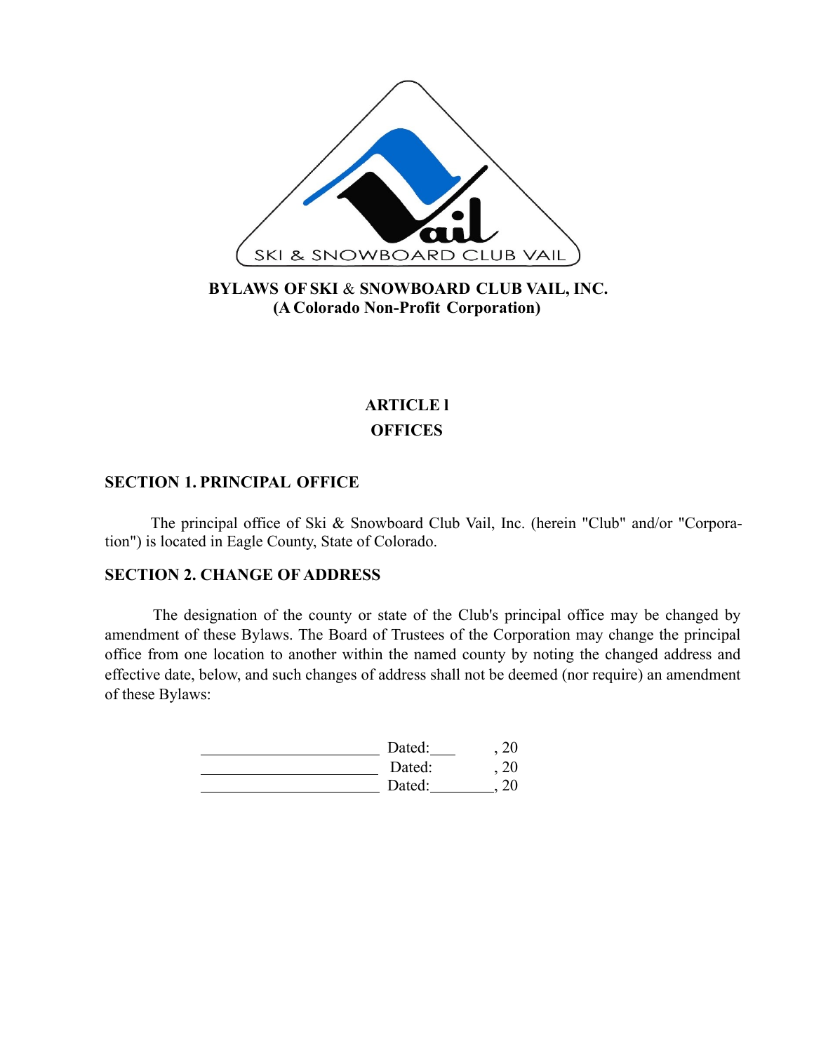# BYLAWS OF SKI & SNOWBOARD CLUB VAIL, INC.
**(A Colorado Non-Profit Corporation)**

## ARTICLE I
## OFFICES

### SECTION 1. PRINCIPAL OFFICE

The principal office of Ski & Snowboard Club Vail, Inc. (herein "Club" and/or "Corporation") is located in Eagle County, State of Colorado.

### SECTION 2. CHANGE OF ADDRESS

The designation of the county or state of the Club's principal office may be changed by amendment of these Bylaws. The Board of Trustees of the Corporation may change the principal office from one location to another within the named county by noting the changed address and effective date, below, and such changes of address shall not be deemed (nor require) an amendment of these Bylaws:

______________________ Dated:___ , 20
______________________ Dated: , 20
______________________ Dated:________, 20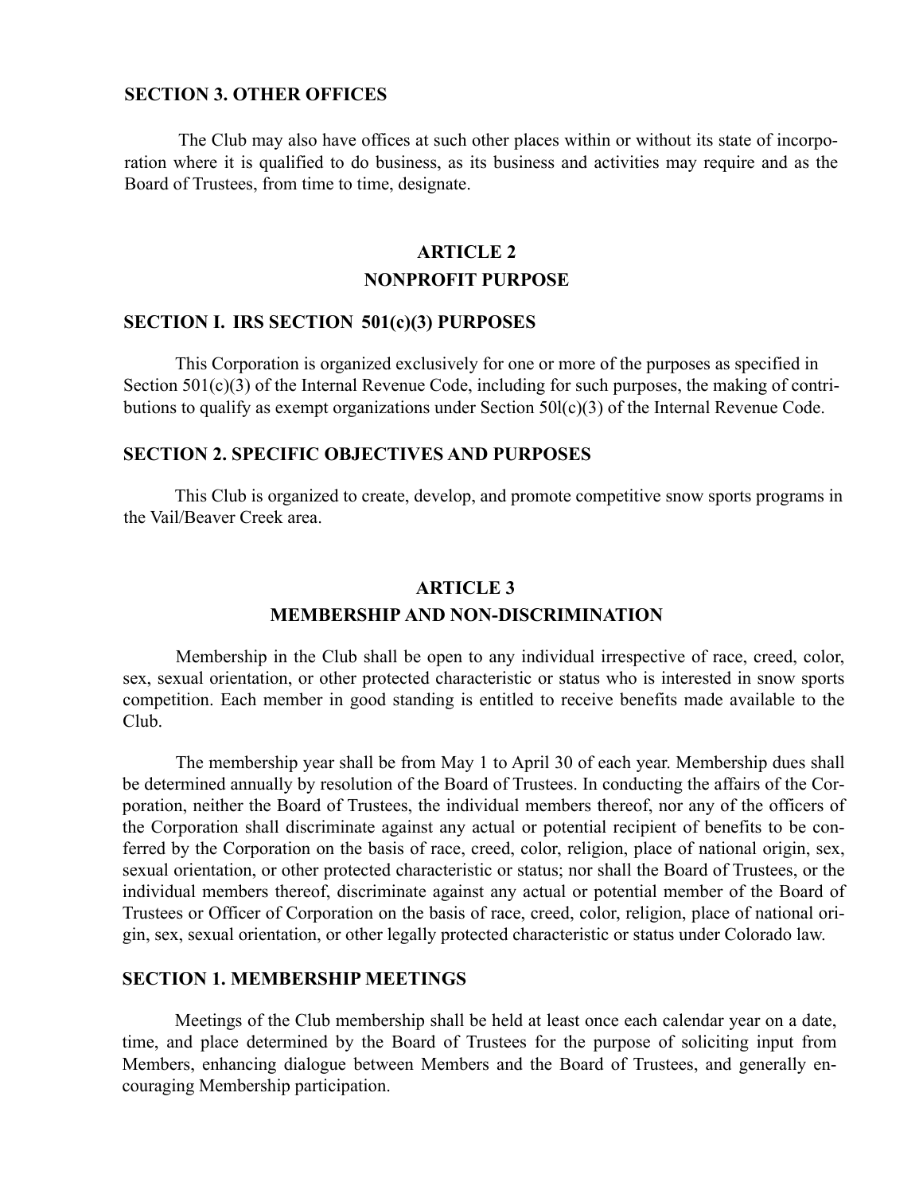### SECTION 3. OTHER OFFICES

The Club may also have offices at such other places within or without its state of incorporation where it is qualified to do business, as its business and activities may require and as the Board of Trustees, from time to time, designate.

## ARTICLE 2
## NONPROFIT PURPOSE

### SECTION I. IRS SECTION 501(c)(3) PURPOSES

This Corporation is organized exclusively for one or more of the purposes as specified in Section 501(c)(3) of the Internal Revenue Code, including for such purposes, the making of contributions to qualify as exempt organizations under Section 50l(c)(3) of the Internal Revenue Code.

### SECTION 2. SPECIFIC OBJECTIVES AND PURPOSES

This Club is organized to create, develop, and promote competitive snow sports programs in the Vail/Beaver Creek area.

## ARTICLE 3
## MEMBERSHIP AND NON-DISCRIMINATION

Membership in the Club shall be open to any individual irrespective of race, creed, color, sex, sexual orientation, or other protected characteristic or status who is interested in snow sports competition. Each member in good standing is entitled to receive benefits made available to the Club.

The membership year shall be from May 1 to April 30 of each year. Membership dues shall be determined annually by resolution of the Board of Trustees. In conducting the affairs of the Corporation, neither the Board of Trustees, the individual members thereof, nor any of the officers of the Corporation shall discriminate against any actual or potential recipient of benefits to be conferred by the Corporation on the basis of race, creed, color, religion, place of national origin, sex, sexual orientation, or other protected characteristic or status; nor shall the Board of Trustees, or the individual members thereof, discriminate against any actual or potential member of the Board of Trustees or Officer of Corporation on the basis of race, creed, color, religion, place of national origin, sex, sexual orientation, or other legally protected characteristic or status under Colorado law.

### SECTION 1. MEMBERSHIP MEETINGS

Meetings of the Club membership shall be held at least once each calendar year on a date, time, and place determined by the Board of Trustees for the purpose of soliciting input from Members, enhancing dialogue between Members and the Board of Trustees, and generally encouraging Membership participation.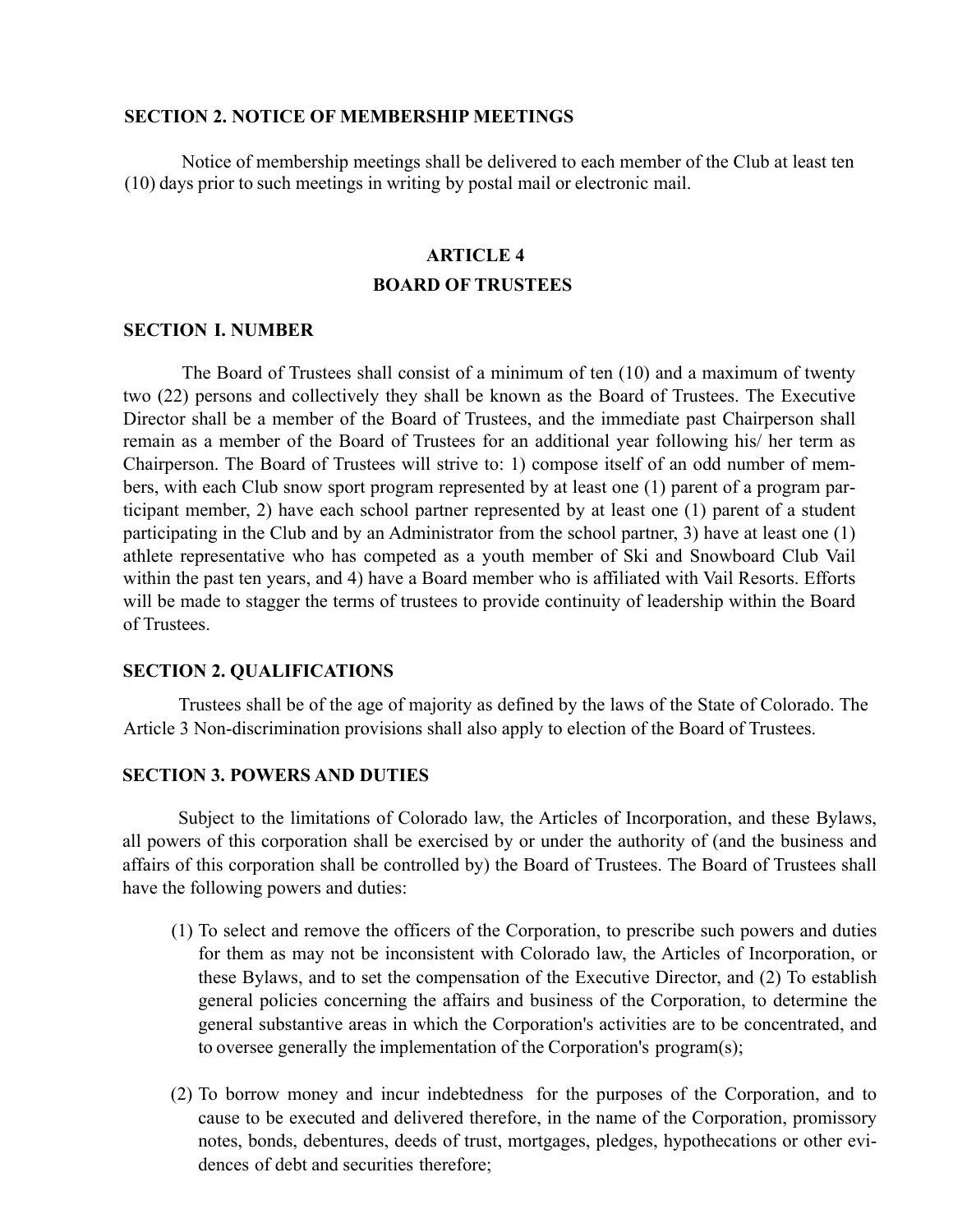### SECTION 2. NOTICE OF MEMBERSHIP MEETINGS

Notice of membership meetings shall be delivered to each member of the Club at least ten (10) days prior to such meetings in writing by postal mail or electronic mail.

## ARTICLE 4
## BOARD OF TRUSTEES

### SECTION I. NUMBER

The Board of Trustees shall consist of a minimum of ten (10) and a maximum of twenty two (22) persons and collectively they shall be known as the Board of Trustees. The Executive Director shall be a member of the Board of Trustees, and the immediate past Chairperson shall remain as a member of the Board of Trustees for an additional year following his/ her term as Chairperson. The Board of Trustees will strive to: 1) compose itself of an odd number of members, with each Club snow sport program represented by at least one (1) parent of a program participant member, 2) have each school partner represented by at least one (1) parent of a student participating in the Club and by an Administrator from the school partner, 3) have at least one (1) athlete representative who has competed as a youth member of Ski and Snowboard Club Vail within the past ten years, and 4) have a Board member who is affiliated with Vail Resorts. Efforts will be made to stagger the terms of trustees to provide continuity of leadership within the Board of Trustees.

### SECTION 2. QUALIFICATIONS

Trustees shall be of the age of majority as defined by the laws of the State of Colorado. The Article 3 Non-discrimination provisions shall also apply to election of the Board of Trustees.

### SECTION 3. POWERS AND DUTIES

Subject to the limitations of Colorado law, the Articles of Incorporation, and these Bylaws, all powers of this corporation shall be exercised by or under the authority of (and the business and affairs of this corporation shall be controlled by) the Board of Trustees. The Board of Trustees shall have the following powers and duties:

(1) To select and remove the officers of the Corporation, to prescribe such powers and duties for them as may not be inconsistent with Colorado law, the Articles of Incorporation, or these Bylaws, and to set the compensation of the Executive Director, and (2) To establish general policies concerning the affairs and business of the Corporation, to determine the general substantive areas in which the Corporation's activities are to be concentrated, and to oversee generally the implementation of the Corporation's program(s);

(2) To borrow money and incur indebtedness for the purposes of the Corporation, and to cause to be executed and delivered therefore, in the name of the Corporation, promissory notes, bonds, debentures, deeds of trust, mortgages, pledges, hypothecations or other evidences of debt and securities therefore;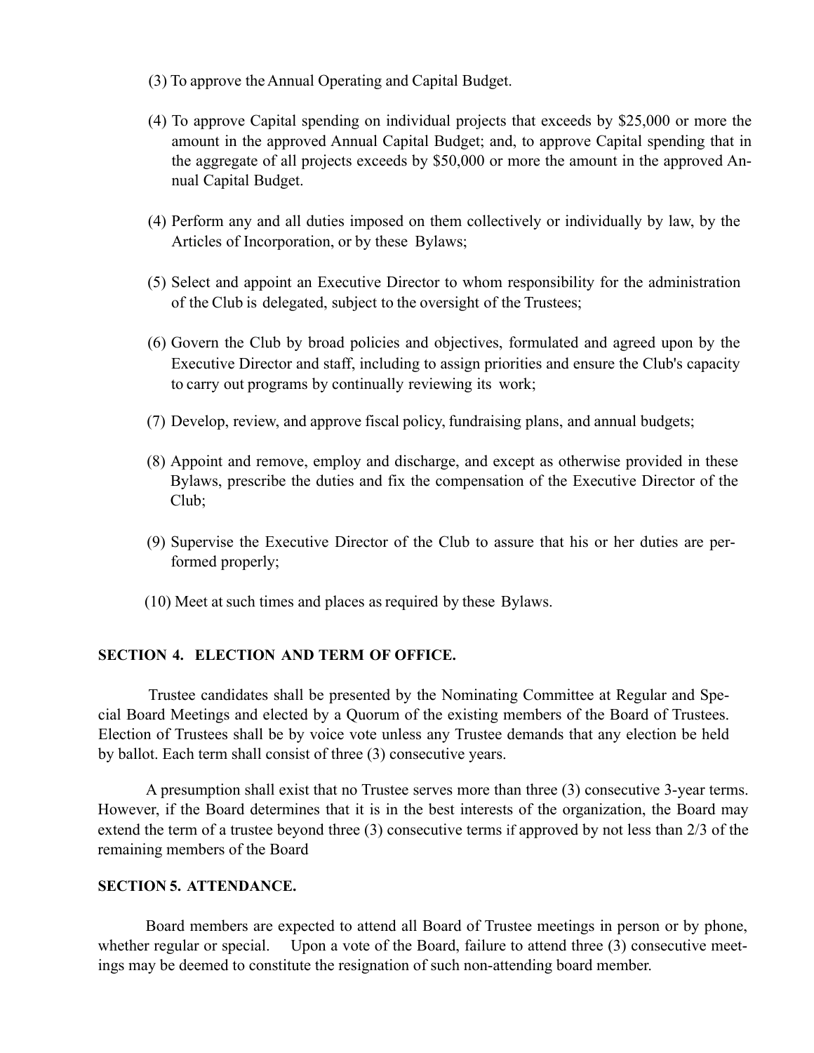(3) To approve the Annual Operating and Capital Budget.

(4) To approve Capital spending on individual projects that exceeds by $25,000 or more the amount in the approved Annual Capital Budget; and, to approve Capital spending that in the aggregate of all projects exceeds by $50,000 or more the amount in the approved Annual Capital Budget.

(4) Perform any and all duties imposed on them collectively or individually by law, by the Articles of Incorporation, or by these Bylaws;

(5) Select and appoint an Executive Director to whom responsibility for the administration of the Club is delegated, subject to the oversight of the Trustees;

(6) Govern the Club by broad policies and objectives, formulated and agreed upon by the Executive Director and staff, including to assign priorities and ensure the Club's capacity to carry out programs by continually reviewing its work;

(7) Develop, review, and approve fiscal policy, fundraising plans, and annual budgets;

(8) Appoint and remove, employ and discharge, and except as otherwise provided in these Bylaws, prescribe the duties and fix the compensation of the Executive Director of the Club;

(9) Supervise the Executive Director of the Club to assure that his or her duties are performed properly;

(10) Meet at such times and places as required by these Bylaws.

**SECTION 4. ELECTION AND TERM OF OFFICE.**

Trustee candidates shall be presented by the Nominating Committee at Regular and Special Board Meetings and elected by a Quorum of the existing members of the Board of Trustees. Election of Trustees shall be by voice vote unless any Trustee demands that any election be held by ballot. Each term shall consist of three (3) consecutive years.

A presumption shall exist that no Trustee serves more than three (3) consecutive 3-year terms. However, if the Board determines that it is in the best interests of the organization, the Board may extend the term of a trustee beyond three (3) consecutive terms if approved by not less than 2/3 of the remaining members of the Board

**SECTION 5. ATTENDANCE.**

Board members are expected to attend all Board of Trustee meetings in person or by phone, whether regular or special. Upon a vote of the Board, failure to attend three (3) consecutive meetings may be deemed to constitute the resignation of such non-attending board member.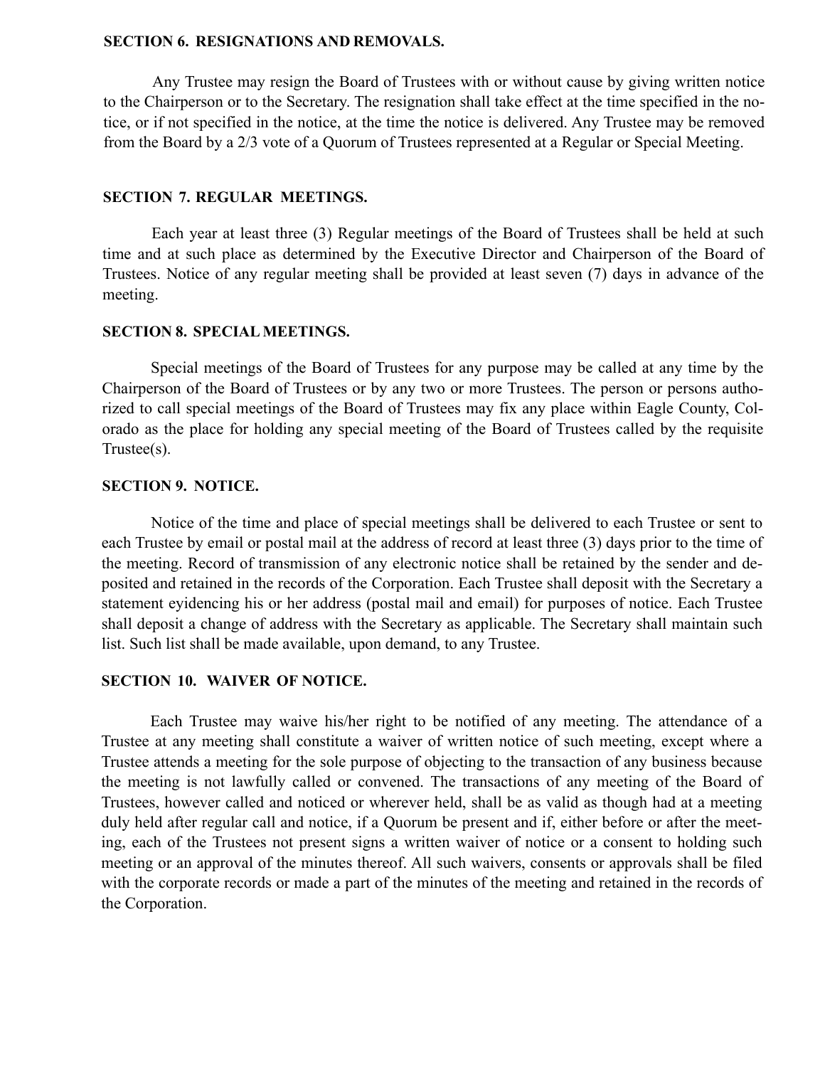### SECTION 6. RESIGNATIONS AND REMOVALS.

Any Trustee may resign the Board of Trustees with or without cause by giving written notice to the Chairperson or to the Secretary. The resignation shall take effect at the time specified in the notice, or if not specified in the notice, at the time the notice is delivered. Any Trustee may be removed from the Board by a 2/3 vote of a Quorum of Trustees represented at a Regular or Special Meeting.

### SECTION 7. REGULAR MEETINGS.

Each year at least three (3) Regular meetings of the Board of Trustees shall be held at such time and at such place as determined by the Executive Director and Chairperson of the Board of Trustees. Notice of any regular meeting shall be provided at least seven (7) days in advance of the meeting.

### SECTION 8. SPECIAL MEETINGS.

Special meetings of the Board of Trustees for any purpose may be called at any time by the Chairperson of the Board of Trustees or by any two or more Trustees. The person or persons authorized to call special meetings of the Board of Trustees may fix any place within Eagle County, Colorado as the place for holding any special meeting of the Board of Trustees called by the requisite Trustee(s).

### SECTION 9. NOTICE.

Notice of the time and place of special meetings shall be delivered to each Trustee or sent to each Trustee by email or postal mail at the address of record at least three (3) days prior to the time of the meeting. Record of transmission of any electronic notice shall be retained by the sender and deposited and retained in the records of the Corporation. Each Trustee shall deposit with the Secretary a statement eyidencing his or her address (postal mail and email) for purposes of notice. Each Trustee shall deposit a change of address with the Secretary as applicable. The Secretary shall maintain such list. Such list shall be made available, upon demand, to any Trustee.

### SECTION 10. WAIVER OF NOTICE.

Each Trustee may waive his/her right to be notified of any meeting. The attendance of a Trustee at any meeting shall constitute a waiver of written notice of such meeting, except where a Trustee attends a meeting for the sole purpose of objecting to the transaction of any business because the meeting is not lawfully called or convened. The transactions of any meeting of the Board of Trustees, however called and noticed or wherever held, shall be as valid as though had at a meeting duly held after regular call and notice, if a Quorum be present and if, either before or after the meeting, each of the Trustees not present signs a written waiver of notice or a consent to holding such meeting or an approval of the minutes thereof. All such waivers, consents or approvals shall be filed with the corporate records or made a part of the minutes of the meeting and retained in the records of the Corporation.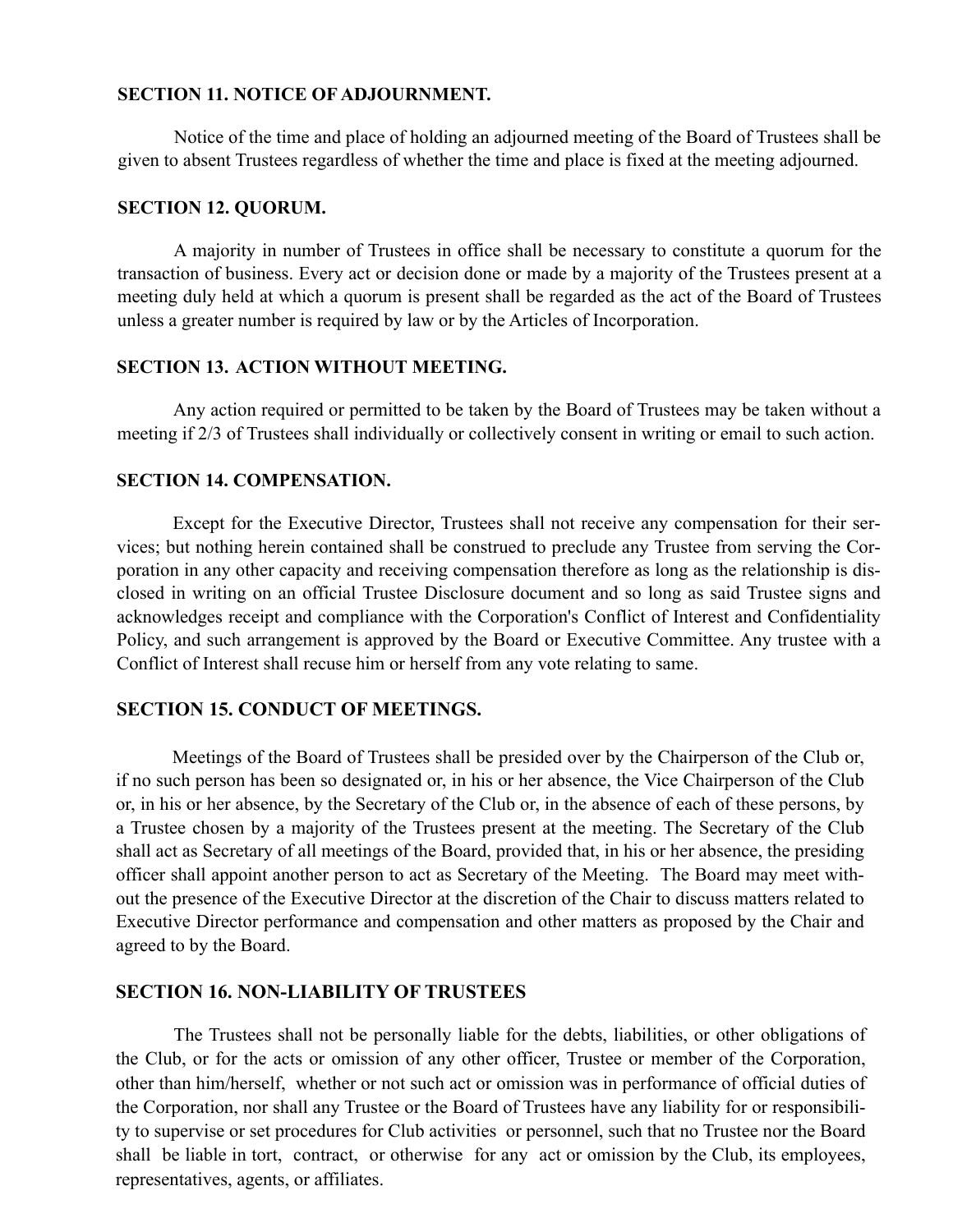### SECTION 11. NOTICE OF ADJOURNMENT.

Notice of the time and place of holding an adjourned meeting of the Board of Trustees shall be given to absent Trustees regardless of whether the time and place is fixed at the meeting adjourned.

### SECTION 12. QUORUM.

A majority in number of Trustees in office shall be necessary to constitute a quorum for the transaction of business. Every act or decision done or made by a majority of the Trustees present at a meeting duly held at which a quorum is present shall be regarded as the act of the Board of Trustees unless a greater number is required by law or by the Articles of Incorporation.

### SECTION 13. ACTION WITHOUT MEETING.

Any action required or permitted to be taken by the Board of Trustees may be taken without a meeting if 2/3 of Trustees shall individually or collectively consent in writing or email to such action.

### SECTION 14. COMPENSATION.

Except for the Executive Director, Trustees shall not receive any compensation for their services; but nothing herein contained shall be construed to preclude any Trustee from serving the Corporation in any other capacity and receiving compensation therefore as long as the relationship is disclosed in writing on an official Trustee Disclosure document and so long as said Trustee signs and acknowledges receipt and compliance with the Corporation's Conflict of Interest and Confidentiality Policy, and such arrangement is approved by the Board or Executive Committee. Any trustee with a Conflict of Interest shall recuse him or herself from any vote relating to same.

### SECTION 15. CONDUCT OF MEETINGS.

Meetings of the Board of Trustees shall be presided over by the Chairperson of the Club or, if no such person has been so designated or, in his or her absence, the Vice Chairperson of the Club or, in his or her absence, by the Secretary of the Club or, in the absence of each of these persons, by a Trustee chosen by a majority of the Trustees present at the meeting. The Secretary of the Club shall act as Secretary of all meetings of the Board, provided that, in his or her absence, the presiding officer shall appoint another person to act as Secretary of the Meeting. The Board may meet without the presence of the Executive Director at the discretion of the Chair to discuss matters related to Executive Director performance and compensation and other matters as proposed by the Chair and agreed to by the Board.

### SECTION 16. NON-LIABILITY OF TRUSTEES

The Trustees shall not be personally liable for the debts, liabilities, or other obligations of the Club, or for the acts or omission of any other officer, Trustee or member of the Corporation, other than him/herself, whether or not such act or omission was in performance of official duties of the Corporation, nor shall any Trustee or the Board of Trustees have any liability for or responsibility to supervise or set procedures for Club activities or personnel, such that no Trustee nor the Board shall be liable in tort, contract, or otherwise for any act or omission by the Club, its employees, representatives, agents, or affiliates.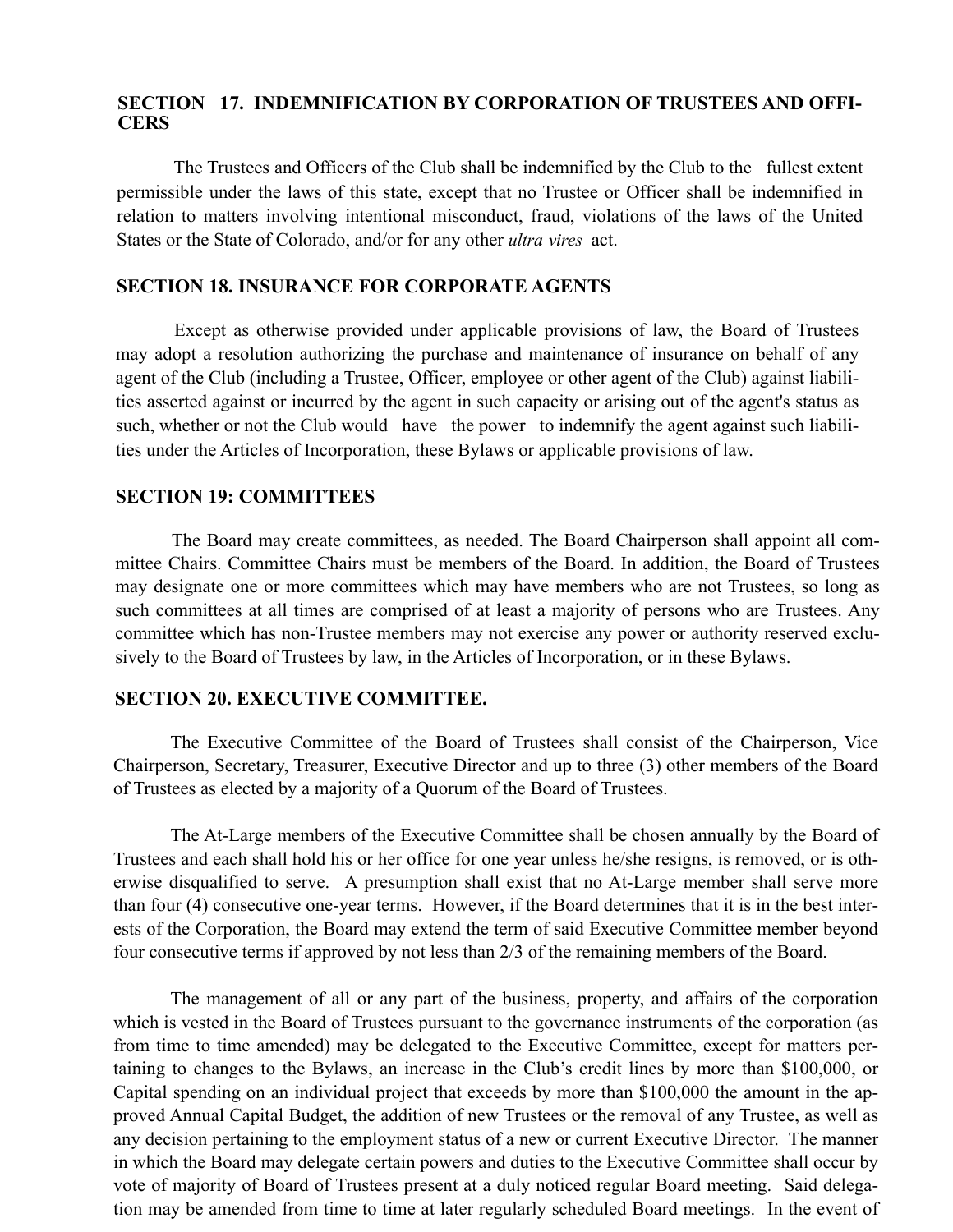## SECTION 17. INDEMNIFICATION BY CORPORATION OF TRUSTEES AND OFFICERS

The Trustees and Officers of the Club shall be indemnified by the Club to the fullest extent permissible under the laws of this state, except that no Trustee or Officer shall be indemnified in relation to matters involving intentional misconduct, fraud, violations of the laws of the United States or the State of Colorado, and/or for any other *ultra vires* act.

## SECTION 18. INSURANCE FOR CORPORATE AGENTS

Except as otherwise provided under applicable provisions of law, the Board of Trustees may adopt a resolution authorizing the purchase and maintenance of insurance on behalf of any agent of the Club (including a Trustee, Officer, employee or other agent of the Club) against liabilities asserted against or incurred by the agent in such capacity or arising out of the agent's status as such, whether or not the Club would have the power to indemnify the agent against such liabilities under the Articles of Incorporation, these Bylaws or applicable provisions of law.

## SECTION 19: COMMITTEES

The Board may create committees, as needed. The Board Chairperson shall appoint all committee Chairs. Committee Chairs must be members of the Board. In addition, the Board of Trustees may designate one or more committees which may have members who are not Trustees, so long as such committees at all times are comprised of at least a majority of persons who are Trustees. Any committee which has non-Trustee members may not exercise any power or authority reserved exclusively to the Board of Trustees by law, in the Articles of Incorporation, or in these Bylaws.

## SECTION 20. EXECUTIVE COMMITTEE.

The Executive Committee of the Board of Trustees shall consist of the Chairperson, Vice Chairperson, Secretary, Treasurer, Executive Director and up to three (3) other members of the Board of Trustees as elected by a majority of a Quorum of the Board of Trustees.

The At-Large members of the Executive Committee shall be chosen annually by the Board of Trustees and each shall hold his or her office for one year unless he/she resigns, is removed, or is otherwise disqualified to serve. A presumption shall exist that no At-Large member shall serve more than four (4) consecutive one-year terms. However, if the Board determines that it is in the best interests of the Corporation, the Board may extend the term of said Executive Committee member beyond four consecutive terms if approved by not less than 2/3 of the remaining members of the Board.

The management of all or any part of the business, property, and affairs of the corporation which is vested in the Board of Trustees pursuant to the governance instruments of the corporation (as from time to time amended) may be delegated to the Executive Committee, except for matters pertaining to changes to the Bylaws, an increase in the Club's credit lines by more than $100,000, or Capital spending on an individual project that exceeds by more than $100,000 the amount in the approved Annual Capital Budget, the addition of new Trustees or the removal of any Trustee, as well as any decision pertaining to the employment status of a new or current Executive Director. The manner in which the Board may delegate certain powers and duties to the Executive Committee shall occur by vote of majority of Board of Trustees present at a duly noticed regular Board meeting. Said delegation may be amended from time to time at later regularly scheduled Board meetings. In the event of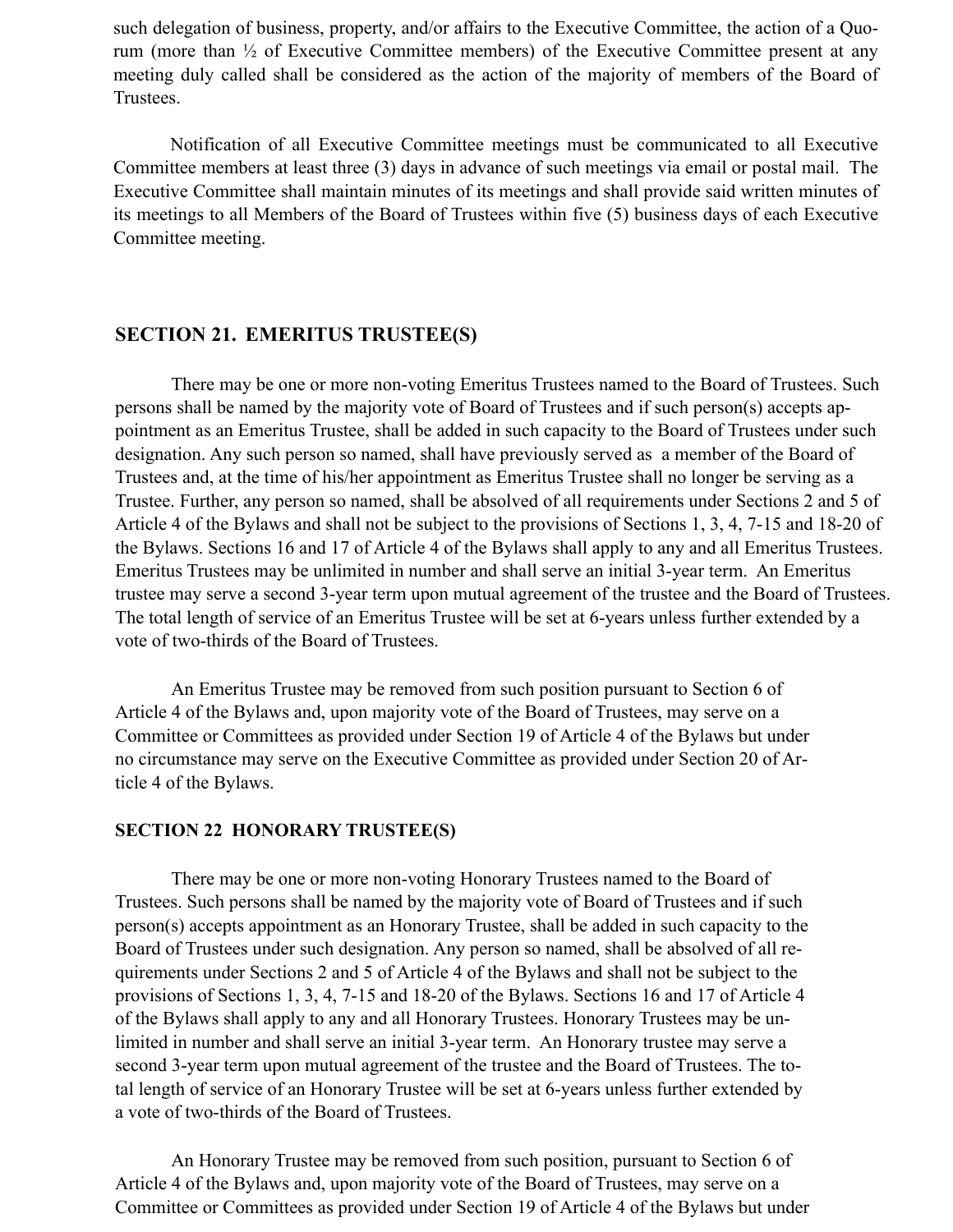such delegation of business, property, and/or affairs to the Executive Committee, the action of a Quorum (more than ½ of Executive Committee members) of the Executive Committee present at any meeting duly called shall be considered as the action of the majority of members of the Board of Trustees.

Notification of all Executive Committee meetings must be communicated to all Executive Committee members at least three (3) days in advance of such meetings via email or postal mail. The Executive Committee shall maintain minutes of its meetings and shall provide said written minutes of its meetings to all Members of the Board of Trustees within five (5) business days of each Executive Committee meeting.

## SECTION 21. EMERITUS TRUSTEE(S)

There may be one or more non-voting Emeritus Trustees named to the Board of Trustees. Such persons shall be named by the majority vote of Board of Trustees and if such person(s) accepts appointment as an Emeritus Trustee, shall be added in such capacity to the Board of Trustees under such designation. Any such person so named, shall have previously served as a member of the Board of Trustees and, at the time of his/her appointment as Emeritus Trustee shall no longer be serving as a Trustee. Further, any person so named, shall be absolved of all requirements under Sections 2 and 5 of Article 4 of the Bylaws and shall not be subject to the provisions of Sections 1, 3, 4, 7-15 and 18-20 of the Bylaws. Sections 16 and 17 of Article 4 of the Bylaws shall apply to any and all Emeritus Trustees. Emeritus Trustees may be unlimited in number and shall serve an initial 3-year term. An Emeritus trustee may serve a second 3-year term upon mutual agreement of the trustee and the Board of Trustees. The total length of service of an Emeritus Trustee will be set at 6-years unless further extended by a vote of two-thirds of the Board of Trustees.

An Emeritus Trustee may be removed from such position pursuant to Section 6 of Article 4 of the Bylaws and, upon majority vote of the Board of Trustees, may serve on a Committee or Committees as provided under Section 19 of Article 4 of the Bylaws but under no circumstance may serve on the Executive Committee as provided under Section 20 of Article 4 of the Bylaws.

## SECTION 22 HONORARY TRUSTEE(S)

There may be one or more non-voting Honorary Trustees named to the Board of Trustees. Such persons shall be named by the majority vote of Board of Trustees and if such person(s) accepts appointment as an Honorary Trustee, shall be added in such capacity to the Board of Trustees under such designation. Any person so named, shall be absolved of all requirements under Sections 2 and 5 of Article 4 of the Bylaws and shall not be subject to the provisions of Sections 1, 3, 4, 7-15 and 18-20 of the Bylaws. Sections 16 and 17 of Article 4 of the Bylaws shall apply to any and all Honorary Trustees. Honorary Trustees may be unlimited in number and shall serve an initial 3-year term. An Honorary trustee may serve a second 3-year term upon mutual agreement of the trustee and the Board of Trustees. The total length of service of an Honorary Trustee will be set at 6-years unless further extended by a vote of two-thirds of the Board of Trustees.

An Honorary Trustee may be removed from such position, pursuant to Section 6 of Article 4 of the Bylaws and, upon majority vote of the Board of Trustees, may serve on a Committee or Committees as provided under Section 19 of Article 4 of the Bylaws but under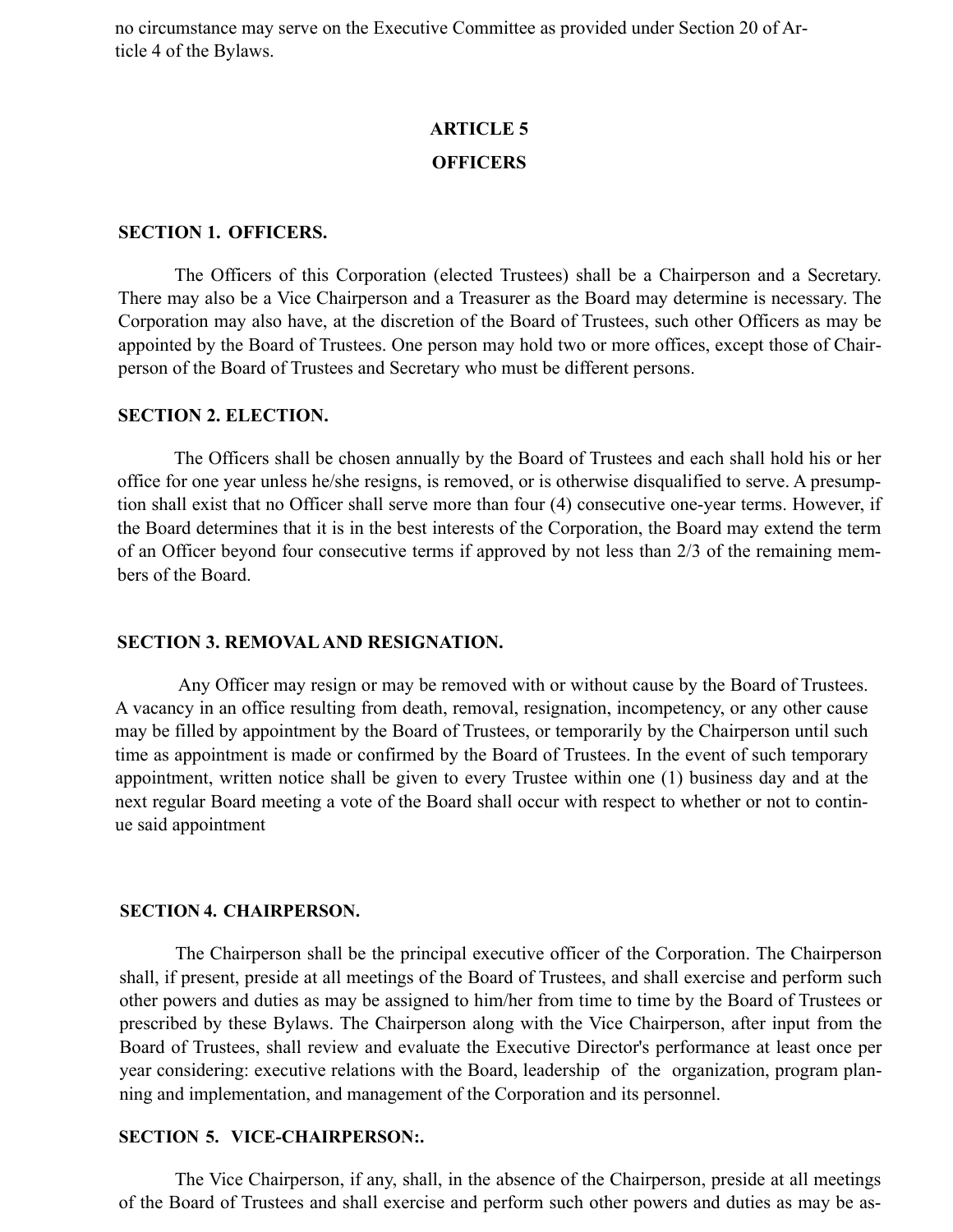no circumstance may serve on the Executive Committee as provided under Section 20 of Article 4 of the Bylaws.

## ARTICLE 5
## OFFICERS

### SECTION 1. OFFICERS.

The Officers of this Corporation (elected Trustees) shall be a Chairperson and a Secretary. There may also be a Vice Chairperson and a Treasurer as the Board may determine is necessary. The Corporation may also have, at the discretion of the Board of Trustees, such other Officers as may be appointed by the Board of Trustees. One person may hold two or more offices, except those of Chairperson of the Board of Trustees and Secretary who must be different persons.

### SECTION 2. ELECTION.

The Officers shall be chosen annually by the Board of Trustees and each shall hold his or her office for one year unless he/she resigns, is removed, or is otherwise disqualified to serve. A presumption shall exist that no Officer shall serve more than four (4) consecutive one-year terms. However, if the Board determines that it is in the best interests of the Corporation, the Board may extend the term of an Officer beyond four consecutive terms if approved by not less than 2/3 of the remaining members of the Board.

### SECTION 3. REMOVAL AND RESIGNATION.

Any Officer may resign or may be removed with or without cause by the Board of Trustees. A vacancy in an office resulting from death, removal, resignation, incompetency, or any other cause may be filled by appointment by the Board of Trustees, or temporarily by the Chairperson until such time as appointment is made or confirmed by the Board of Trustees. In the event of such temporary appointment, written notice shall be given to every Trustee within one (1) business day and at the next regular Board meeting a vote of the Board shall occur with respect to whether or not to continue said appointment

### SECTION 4. CHAIRPERSON.

The Chairperson shall be the principal executive officer of the Corporation. The Chairperson shall, if present, preside at all meetings of the Board of Trustees, and shall exercise and perform such other powers and duties as may be assigned to him/her from time to time by the Board of Trustees or prescribed by these Bylaws. The Chairperson along with the Vice Chairperson, after input from the Board of Trustees, shall review and evaluate the Executive Director's performance at least once per year considering: executive relations with the Board, leadership of the organization, program planning and implementation, and management of the Corporation and its personnel.

### SECTION 5. VICE-CHAIRPERSON:.

The Vice Chairperson, if any, shall, in the absence of the Chairperson, preside at all meetings of the Board of Trustees and shall exercise and perform such other powers and duties as may be as-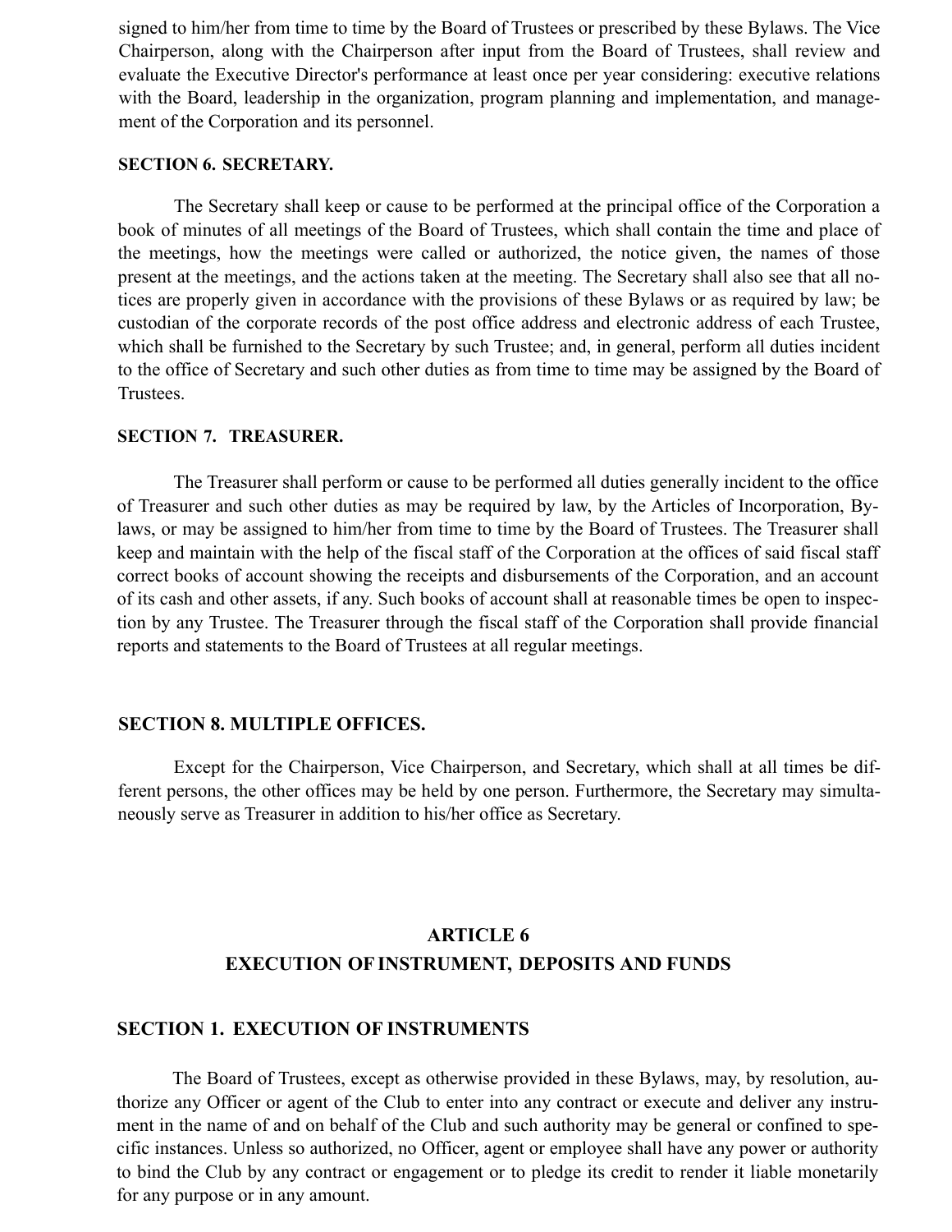signed to him/her from time to time by the Board of Trustees or prescribed by these Bylaws. The Vice Chairperson, along with the Chairperson after input from the Board of Trustees, shall review and evaluate the Executive Director's performance at least once per year considering: executive relations with the Board, leadership in the organization, program planning and implementation, and management of the Corporation and its personnel.

**SECTION 6. SECRETARY.**

The Secretary shall keep or cause to be performed at the principal office of the Corporation a book of minutes of all meetings of the Board of Trustees, which shall contain the time and place of the meetings, how the meetings were called or authorized, the notice given, the names of those present at the meetings, and the actions taken at the meeting. The Secretary shall also see that all notices are properly given in accordance with the provisions of these Bylaws or as required by law; be custodian of the corporate records of the post office address and electronic address of each Trustee, which shall be furnished to the Secretary by such Trustee; and, in general, perform all duties incident to the office of Secretary and such other duties as from time to time may be assigned by the Board of Trustees.

**SECTION 7. TREASURER.**

The Treasurer shall perform or cause to be performed all duties generally incident to the office of Treasurer and such other duties as may be required by law, by the Articles of Incorporation, Bylaws, or may be assigned to him/her from time to time by the Board of Trustees. The Treasurer shall keep and maintain with the help of the fiscal staff of the Corporation at the offices of said fiscal staff correct books of account showing the receipts and disbursements of the Corporation, and an account of its cash and other assets, if any. Such books of account shall at reasonable times be open to inspection by any Trustee. The Treasurer through the fiscal staff of the Corporation shall provide financial reports and statements to the Board of Trustees at all regular meetings.

**SECTION 8. MULTIPLE OFFICES.**

Except for the Chairperson, Vice Chairperson, and Secretary, which shall at all times be different persons, the other offices may be held by one person. Furthermore, the Secretary may simultaneously serve as Treasurer in addition to his/her office as Secretary.

## ARTICLE 6
## EXECUTION OF INSTRUMENT, DEPOSITS AND FUNDS

**SECTION 1. EXECUTION OF INSTRUMENTS**

The Board of Trustees, except as otherwise provided in these Bylaws, may, by resolution, authorize any Officer or agent of the Club to enter into any contract or execute and deliver any instrument in the name of and on behalf of the Club and such authority may be general or confined to specific instances. Unless so authorized, no Officer, agent or employee shall have any power or authority to bind the Club by any contract or engagement or to pledge its credit to render it liable monetarily for any purpose or in any amount.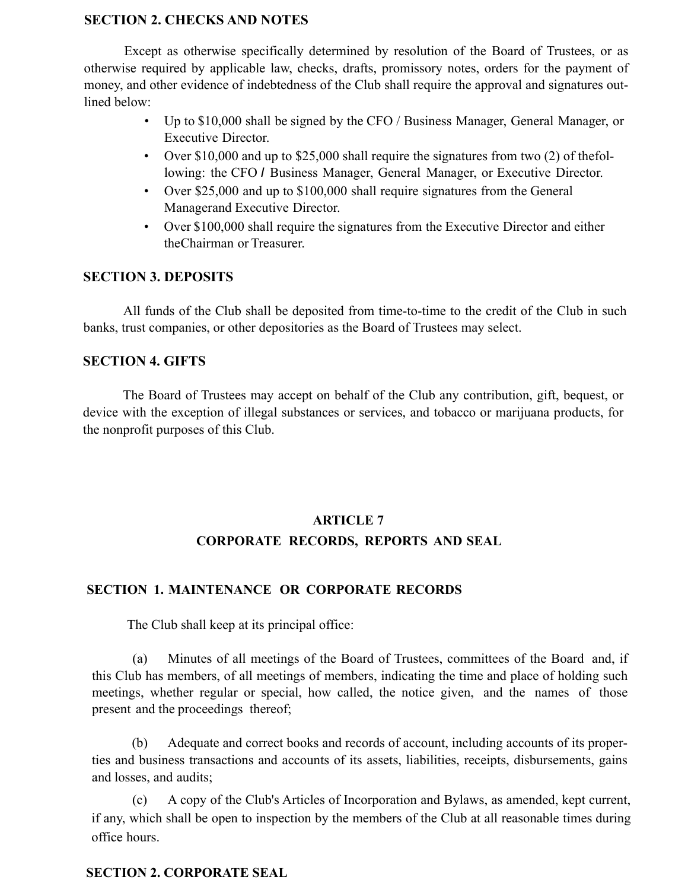### SECTION 2. CHECKS AND NOTES

Except as otherwise specifically determined by resolution of the Board of Trustees, or as otherwise required by applicable law, checks, drafts, promissory notes, orders for the payment of money, and other evidence of indebtedness of the Club shall require the approval and signatures outlined below:

- Up to $10,000 shall be signed by the CFO / Business Manager, General Manager, or Executive Director.
- Over $10,000 and up to $25,000 shall require the signatures from two (2) of thefollowing: the CFO / Business Manager, General Manager, or Executive Director.
- Over $25,000 and up to $100,000 shall require signatures from the General Managerand Executive Director.
- Over $100,000 shall require the signatures from the Executive Director and either theChairman or Treasurer.

### SECTION 3. DEPOSITS

All funds of the Club shall be deposited from time-to-time to the credit of the Club in such banks, trust companies, or other depositories as the Board of Trustees may select.

### SECTION 4. GIFTS

The Board of Trustees may accept on behalf of the Club any contribution, gift, bequest, or device with the exception of illegal substances or services, and tobacco or marijuana products, for the nonprofit purposes of this Club.

## ARTICLE 7
## CORPORATE RECORDS, REPORTS AND SEAL

### SECTION 1. MAINTENANCE OR CORPORATE RECORDS

The Club shall keep at its principal office:

(a) Minutes of all meetings of the Board of Trustees, committees of the Board and, if this Club has members, of all meetings of members, indicating the time and place of holding such meetings, whether regular or special, how called, the notice given, and the names of those present and the proceedings thereof;

(b) Adequate and correct books and records of account, including accounts of its properties and business transactions and accounts of its assets, liabilities, receipts, disbursements, gains and losses, and audits;

(c) A copy of the Club's Articles of Incorporation and Bylaws, as amended, kept current, if any, which shall be open to inspection by the members of the Club at all reasonable times during office hours.

### SECTION 2. CORPORATE SEAL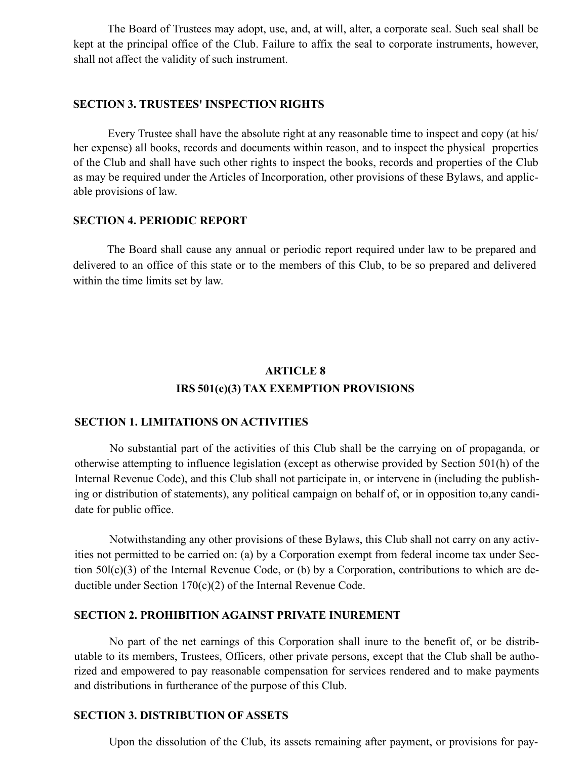The Board of Trustees may adopt, use, and, at will, alter, a corporate seal. Such seal shall be kept at the principal office of the Club. Failure to affix the seal to corporate instruments, however, shall not affect the validity of such instrument.

### SECTION 3. TRUSTEES' INSPECTION RIGHTS

Every Trustee shall have the absolute right at any reasonable time to inspect and copy (at his/her expense) all books, records and documents within reason, and to inspect the physical properties of the Club and shall have such other rights to inspect the books, records and properties of the Club as may be required under the Articles of Incorporation, other provisions of these Bylaws, and applicable provisions of law.

### SECTION 4. PERIODIC REPORT

The Board shall cause any annual or periodic report required under law to be prepared and delivered to an office of this state or to the members of this Club, to be so prepared and delivered within the time limits set by law.

## ARTICLE 8
## IRS 501(c)(3) TAX EXEMPTION PROVISIONS

### SECTION 1. LIMITATIONS ON ACTIVITIES

No substantial part of the activities of this Club shall be the carrying on of propaganda, or otherwise attempting to influence legislation (except as otherwise provided by Section 501(h) of the Internal Revenue Code), and this Club shall not participate in, or intervene in (including the publishing or distribution of statements), any political campaign on behalf of, or in opposition to,any candidate for public office.

Notwithstanding any other provisions of these Bylaws, this Club shall not carry on any activities not permitted to be carried on: (a) by a Corporation exempt from federal income tax under Section 50l(c)(3) of the Internal Revenue Code, or (b) by a Corporation, contributions to which are deductible under Section 170(c)(2) of the Internal Revenue Code.

### SECTION 2. PROHIBITION AGAINST PRIVATE INUREMENT

No part of the net earnings of this Corporation shall inure to the benefit of, or be distributable to its members, Trustees, Officers, other private persons, except that the Club shall be authorized and empowered to pay reasonable compensation for services rendered and to make payments and distributions in furtherance of the purpose of this Club.

### SECTION 3. DISTRIBUTION OF ASSETS

Upon the dissolution of the Club, its assets remaining after payment, or provisions for pay-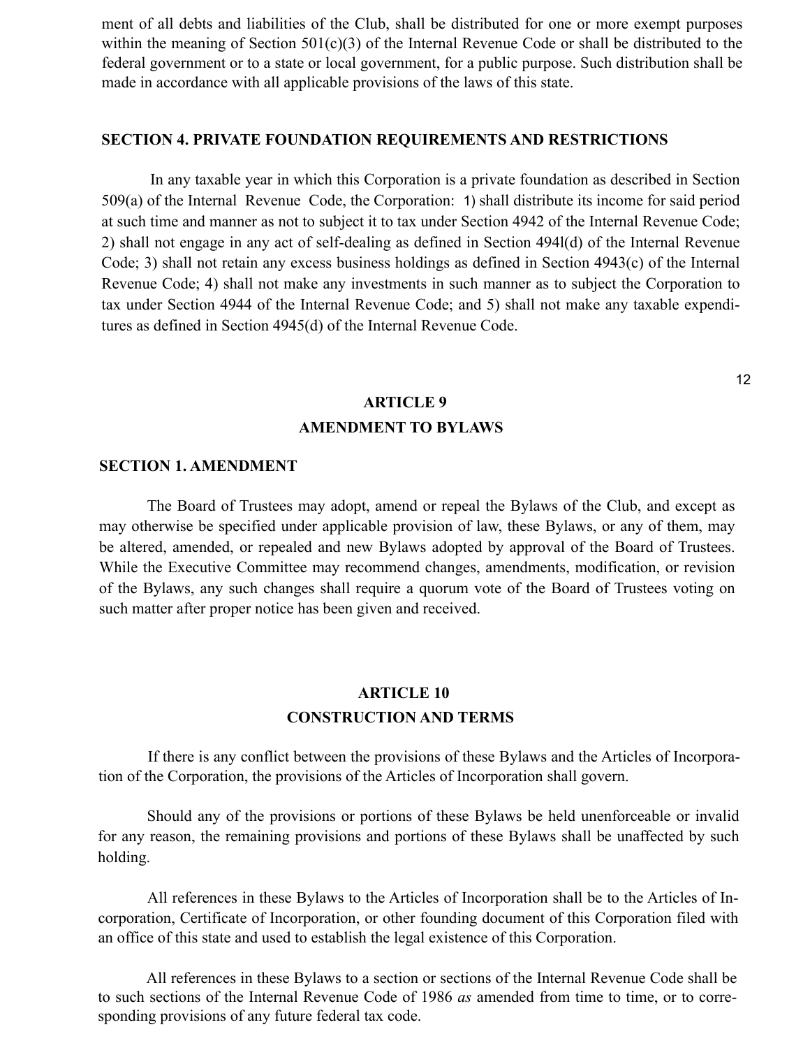ment of all debts and liabilities of the Club, shall be distributed for one or more exempt purposes within the meaning of Section 501(c)(3) of the Internal Revenue Code or shall be distributed to the federal government or to a state or local government, for a public purpose. Such distribution shall be made in accordance with all applicable provisions of the laws of this state.

**SECTION 4. PRIVATE FOUNDATION REQUIREMENTS AND RESTRICTIONS**

In any taxable year in which this Corporation is a private foundation as described in Section 509(a) of the Internal Revenue Code, the Corporation: 1) shall distribute its income for said period at such time and manner as not to subject it to tax under Section 4942 of the Internal Revenue Code; 2) shall not engage in any act of self-dealing as defined in Section 494l(d) of the Internal Revenue Code; 3) shall not retain any excess business holdings as defined in Section 4943(c) of the Internal Revenue Code; 4) shall not make any investments in such manner as to subject the Corporation to tax under Section 4944 of the Internal Revenue Code; and 5) shall not make any taxable expenditures as defined in Section 4945(d) of the Internal Revenue Code.

## ARTICLE 9
## AMENDMENT TO BYLAWS

**SECTION 1. AMENDMENT**

The Board of Trustees may adopt, amend or repeal the Bylaws of the Club, and except as may otherwise be specified under applicable provision of law, these Bylaws, or any of them, may be altered, amended, or repealed and new Bylaws adopted by approval of the Board of Trustees. While the Executive Committee may recommend changes, amendments, modification, or revision of the Bylaws, any such changes shall require a quorum vote of the Board of Trustees voting on such matter after proper notice has been given and received.

## ARTICLE 10
## CONSTRUCTION AND TERMS

If there is any conflict between the provisions of these Bylaws and the Articles of Incorporation of the Corporation, the provisions of the Articles of Incorporation shall govern.

Should any of the provisions or portions of these Bylaws be held unenforceable or invalid for any reason, the remaining provisions and portions of these Bylaws shall be unaffected by such holding.

All references in these Bylaws to the Articles of Incorporation shall be to the Articles of Incorporation, Certificate of Incorporation, or other founding document of this Corporation filed with an office of this state and used to establish the legal existence of this Corporation.

All references in these Bylaws to a section or sections of the Internal Revenue Code shall be to such sections of the Internal Revenue Code of 1986 *as* amended from time to time, or to corresponding provisions of any future federal tax code.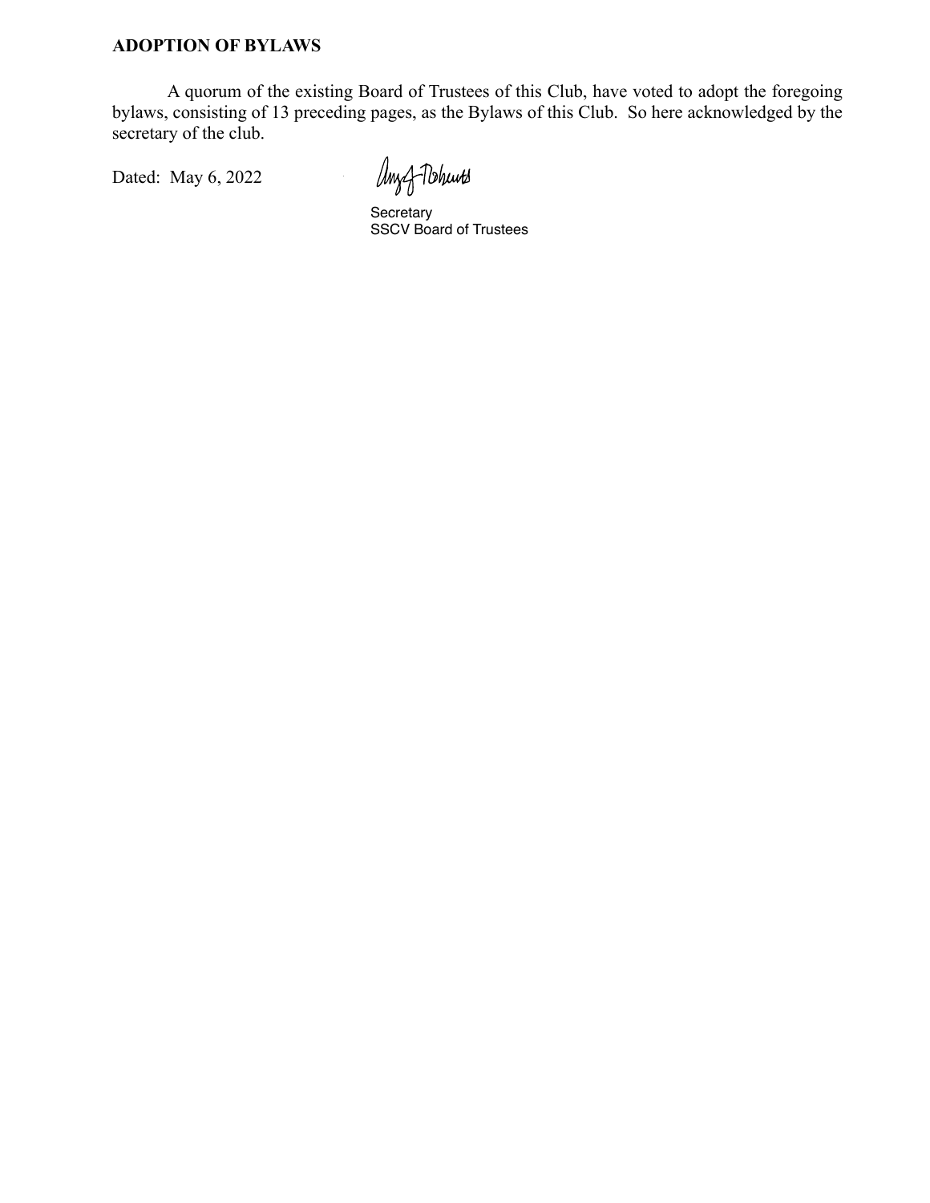**ADOPTION OF BYLAWS**

A quorum of the existing Board of Trustees of this Club, have voted to adopt the foregoing bylaws, consisting of 13 preceding pages, as the Bylaws of this Club. So here acknowledged by the secretary of the club.

Dated: May 6, 2022

Secretary
SSCV Board of Trustees